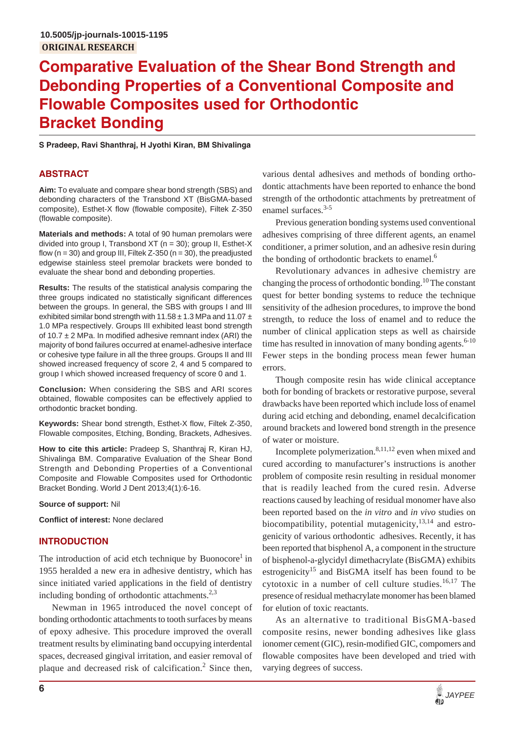10.5005/jp-journals-10015-1195

ORIGINAL RESEARCH

# Comparative Evaluation of the Shear Bond Strength and Debonding Properties of a Conventional Composite and Flowable Composites used for Orthodontic Bracket Bonding

**S Pradeep, Ravi Shanthraj, H Jyothi Kiran, BM Shivalinga**

## ABSTRACT

**Aim:** To evaluate and compare shear bond strength (SBS) and debonding characters of the Transbond XT (BisGMA-based composite), Esthet-X flow (flowable composite), Filtek Z-350 (flowable composite).

**Materials and methods:** A total of 90 human premolars were divided into group I, Transbond XT (n = 30); group II, Esthet-X flow (n = 30) and group III, Filtek Z-350 (n = 30), the preadjusted edgewise stainless steel premolar brackets were bonded to evaluate the shear bond and debonding properties.

**Results:** The results of the statistical analysis comparing the three groups indicated no statistically significant differences between the groups. In general, the SBS with groups I and III exhibited similar bond strength with 11.58 ± 1.3 MPa and 11.07 ± 1.0 MPa respectively. Groups III exhibited least bond strength of 10.7 ± 2 MPa. In modified adhesive remnant index (ARI) the majority of bond failures occurred at enamel-adhesive interface or cohesive type failure in all the three groups. Groups II and III showed increased frequency of score 2, 4 and 5 compared to group I which showed increased frequency of score 0 and 1.

**Conclusion:** When considering the SBS and ARI scores obtained, flowable composites can be effectively applied to orthodontic bracket bonding.

**Keywords:** Shear bond strength, Esthet-X flow, Filtek Z-350, Flowable composites, Etching, Bonding, Brackets, Adhesives.

**How to cite this article:** Pradeep S, Shanthraj R, Kiran HJ, Shivalinga BM. Comparative Evaluation of the Shear Bond Strength and Debonding Properties of a Conventional Composite and Flowable Composites used for Orthodontic Bracket Bonding. World J Dent 2013;4(1):6-16.

**Source of support:** Nil

**Conflict of interest:** None declared

## INTRODUCTION

The introduction of acid etch technique by Buonocore[1] in 1955 heralded a new era in adhesive dentistry, which has since initiated varied applications in the field of dentistry including bonding of orthodontic attachments.[2,3]

Newman in 1965 introduced the novel concept of bonding orthodontic attachments to tooth surfaces by means of epoxy adhesive. This procedure improved the overall treatment results by eliminating band occupying interdental spaces, decreased gingival irritation, and easier removal of plaque and decreased risk of calcification.[2] Since then, various dental adhesives and methods of bonding orthodontic attachments have been reported to enhance the bond strength of the orthodontic attachments by pretreatment of enamel surfaces.[3-5]

Previous generation bonding systems used conventional adhesives comprising of three different agents, an enamel conditioner, a primer solution, and an adhesive resin during the bonding of orthodontic brackets to enamel.[6]

Revolutionary advances in adhesive chemistry are changing the process of orthodontic bonding.[10] The constant quest for better bonding systems to reduce the technique sensitivity of the adhesion procedures, to improve the bond strength, to reduce the loss of enamel and to reduce the number of clinical application steps as well as chairside time has resulted in innovation of many bonding agents.[6-10] Fewer steps in the bonding process mean fewer human errors.

Though composite resin has wide clinical acceptance both for bonding of brackets or restorative purpose, several drawbacks have been reported which include loss of enamel during acid etching and debonding, enamel decalcification around brackets and lowered bond strength in the presence of water or moisture.

Incomplete polymerization.[8,11,12] even when mixed and cured according to manufacturer's instructions is another problem of composite resin resulting in residual monomer that is readily leached from the cured resin. Adverse reactions caused by leaching of residual monomer have also been reported based on the *in vitro* and *in vivo* studies on biocompatibility, potential mutagenicity,[13,14] and estrogenicity of various orthodontic adhesives. Recently, it has been reported that bisphenol A, a component in the structure of bisphenol-a-glycidyl dimethacrylate (BisGMA) exhibits estrogenicity[15] and BisGMA itself has been found to be cytotoxic in a number of cell culture studies.[16,17] The presence of residual methacrylate monomer has been blamed for elution of toxic reactants.

As an alternative to traditional BisGMA-based composite resins, newer bonding adhesives like glass ionomer cement (GIC), resin-modified GIC, compomers and flowable composites have been developed and tried with varying degrees of success.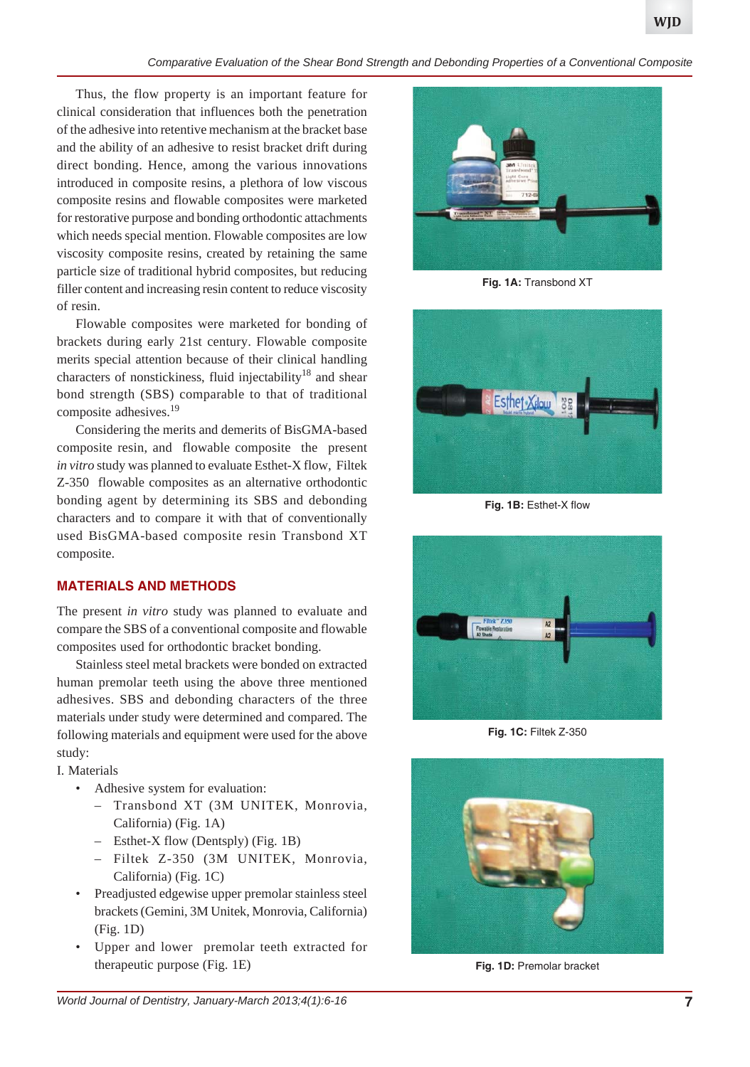Thus, the flow property is an important feature for clinical consideration that influences both the penetration of the adhesive into retentive mechanism at the bracket base and the ability of an adhesive to resist bracket drift during direct bonding. Hence, among the various innovations introduced in composite resins, a plethora of low viscous composite resins and flowable composites were marketed for restorative purpose and bonding orthodontic attachments which needs special mention. Flowable composites are low viscosity composite resins, created by retaining the same particle size of traditional hybrid composites, but reducing filler content and increasing resin content to reduce viscosity of resin.

Flowable composites were marketed for bonding of brackets during early 21st century. Flowable composite merits special attention because of their clinical handling characters of nonstickiness, fluid injectability[18] and shear bond strength (SBS) comparable to that of traditional composite adhesives.[19]

Considering the merits and demerits of BisGMA-based composite resin, and flowable composite the present *in vitro* study was planned to evaluate Esthet-X flow, Filtek Z-350 flowable composites as an alternative orthodontic bonding agent by determining its SBS and debonding characters and to compare it with that of conventionally used BisGMA-based composite resin Transbond XT composite.

## MATERIALS AND METHODS

The present *in vitro* study was planned to evaluate and compare the SBS of a conventional composite and flowable composites used for orthodontic bracket bonding.

Stainless steel metal brackets were bonded on extracted human premolar teeth using the above three mentioned adhesives. SBS and debonding characters of the three materials under study were determined and compared. The following materials and equipment were used for the above study:

I. Materials

- Adhesive system for evaluation:
  - Transbond XT (3M UNITEK, Monrovia, California) (Fig. 1A)
  - Esthet-X flow (Dentsply) (Fig. 1B)
  - Filtek Z-350 (3M UNITEK, Monrovia, California) (Fig. 1C)
- Preadjusted edgewise upper premolar stainless steel brackets (Gemini, 3M Unitek, Monrovia, California) (Fig. 1D)
- Upper and lower premolar teeth extracted for therapeutic purpose (Fig. 1E)

**Fig. 1A:** Transbond XT

**Fig. 1B:** Esthet-X flow

**Fig. 1C:** Filtek Z-350

**Fig. 1D:** Premolar bracket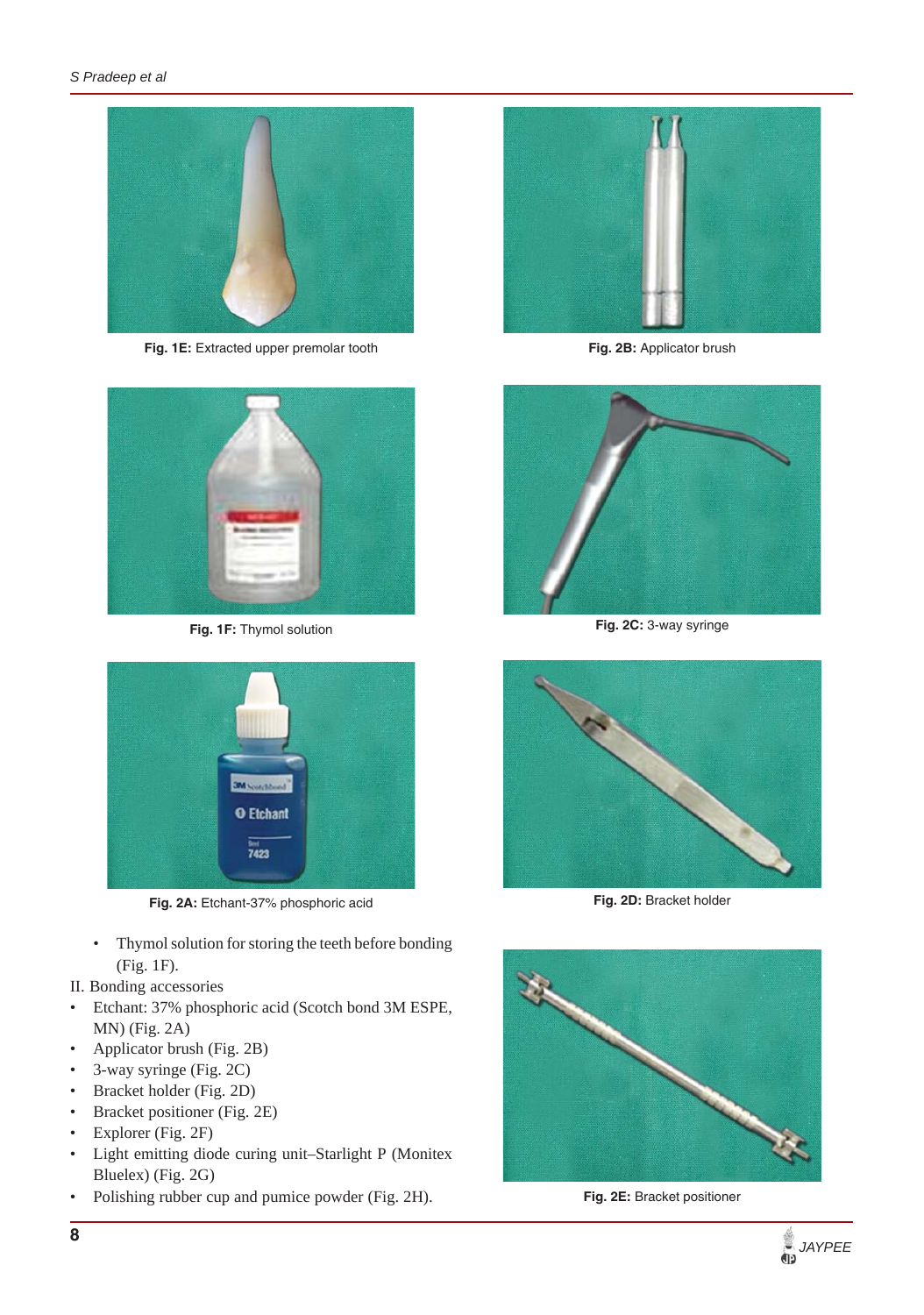Fig. 1E: Extracted upper premolar tooth

Fig. 2B: Applicator brush

Fig. 1F: Thymol solution

Fig. 2C: 3-way syringe

Fig. 2A: Etchant-37% phosphoric acid

Fig. 2D: Bracket holder

- Thymol solution for storing the teeth before bonding (Fig. 1F).

II. Bonding accessories

- Etchant: 37% phosphoric acid (Scotch bond 3M ESPE, MN) (Fig. 2A)
- Applicator brush (Fig. 2B)
- 3-way syringe (Fig. 2C)
- Bracket holder (Fig. 2D)
- Bracket positioner (Fig. 2E)
- Explorer (Fig. 2F)
- Light emitting diode curing unit–Starlight P (Monitex Bluelex) (Fig. 2G)
- Polishing rubber cup and pumice powder (Fig. 2H).

Fig. 2E: Bracket positioner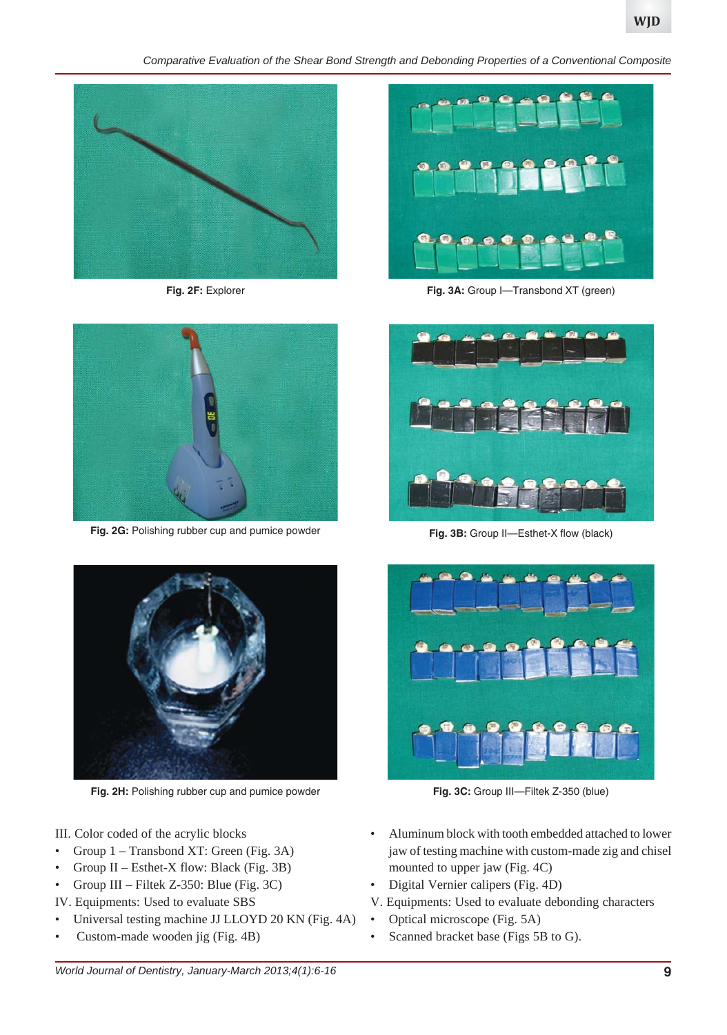Fig. 2F: Explorer

Fig. 3A: Group I—Transbond XT (green)

Fig. 2G: Polishing rubber cup and pumice powder

Fig. 3B: Group II—Esthet-X flow (black)

Fig. 2H: Polishing rubber cup and pumice powder

Fig. 3C: Group III—Filtek Z-350 (blue)

III. Color coded of the acrylic blocks

- Group 1 – Transbond XT: Green (Fig. 3A)
- Group II – Esthet-X flow: Black (Fig. 3B)
- Group III – Filtek Z-350: Blue (Fig. 3C)

IV. Equipments: Used to evaluate SBS

- Universal testing machine JJ LLOYD 20 KN (Fig. 4A)
- Custom-made wooden jig (Fig. 4B)
- Aluminum block with tooth embedded attached to lower jaw of testing machine with custom-made zig and chisel mounted to upper jaw (Fig. 4C)
- Digital Vernier calipers (Fig. 4D)

V. Equipments: Used to evaluate debonding characters

- Optical microscope (Fig. 5A)
- Scanned bracket base (Figs 5B to G).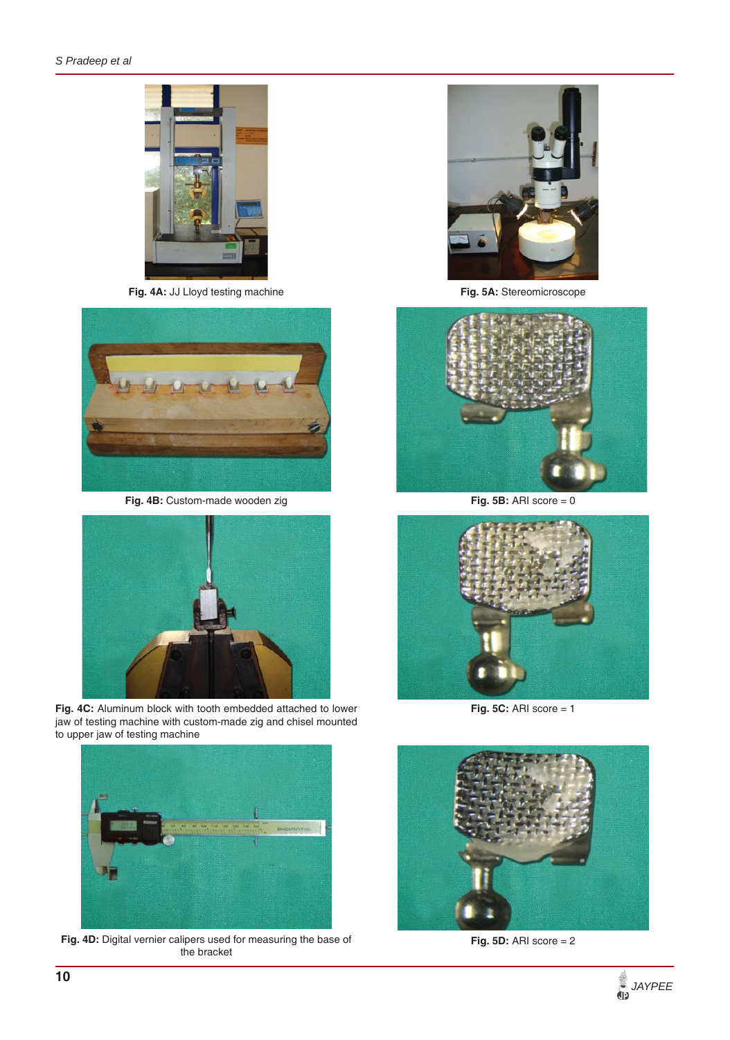Fig. 4A: JJ Lloyd testing machine

Fig. 5A: Stereomicroscope

Fig. 4B: Custom-made wooden zig

Fig. 5B: ARI score = 0

Fig. 4C: Aluminum block with tooth embedded attached to lower jaw of testing machine with custom-made zig and chisel mounted to upper jaw of testing machine

Fig. 5C: ARI score = 1

Fig. 4D: Digital vernier calipers used for measuring the base of the bracket

Fig. 5D: ARI score = 2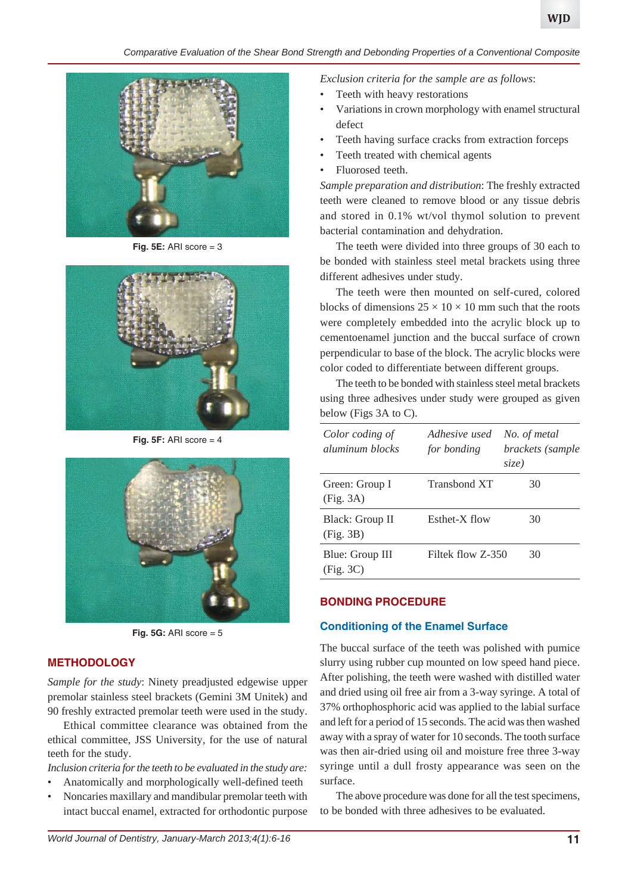Fig. 5E: ARI score = 3

Fig. 5F: ARI score = 4

Fig. 5G: ARI score = 5

## METHODOLOGY

*Sample for the study*: Ninety preadjusted edgewise upper premolar stainless steel brackets (Gemini 3M Unitek) and 90 freshly extracted premolar teeth were used in the study.

Ethical committee clearance was obtained from the ethical committee, JSS University, for the use of natural teeth for the study.

*Inclusion criteria for the teeth to be evaluated in the study are:*

- Anatomically and morphologically well-defined teeth
- Noncaries maxillary and mandibular premolar teeth with intact buccal enamel, extracted for orthodontic purpose

*Exclusion criteria for the sample are as follows*:

- Teeth with heavy restorations
- Variations in crown morphology with enamel structural defect
- Teeth having surface cracks from extraction forceps
- Teeth treated with chemical agents
- Fluorosed teeth.

*Sample preparation and distribution*: The freshly extracted teeth were cleaned to remove blood or any tissue debris and stored in 0.1% wt/vol thymol solution to prevent bacterial contamination and dehydration.

The teeth were divided into three groups of 30 each to be bonded with stainless steel metal brackets using three different adhesives under study.

The teeth were then mounted on self-cured, colored blocks of dimensions 25 × 10 × 10 mm such that the roots were completely embedded into the acrylic block up to cementoenamel junction and the buccal surface of crown perpendicular to base of the block. The acrylic blocks were color coded to differentiate between different groups.

The teeth to be bonded with stainless steel metal brackets using three adhesives under study were grouped as given below (Figs 3A to C).

| *Color coding of aluminum blocks* | *Adhesive used for bonding* | *No. of metal brackets (sample size)* |
|---|---|---|
| Green: Group I (Fig. 3A) | Transbond XT | 30 |
| Black: Group II (Fig. 3B) | Esthet-X flow | 30 |
| Blue: Group III (Fig. 3C) | Filtek flow Z-350 | 30 |

## BONDING PROCEDURE

### Conditioning of the Enamel Surface

The buccal surface of the teeth was polished with pumice slurry using rubber cup mounted on low speed hand piece. After polishing, the teeth were washed with distilled water and dried using oil free air from a 3-way syringe. A total of 37% orthophosphoric acid was applied to the labial surface and left for a period of 15 seconds. The acid was then washed away with a spray of water for 10 seconds. The tooth surface was then air-dried using oil and moisture free three 3-way syringe until a dull frosty appearance was seen on the surface.

The above procedure was done for all the test specimens, to be bonded with three adhesives to be evaluated.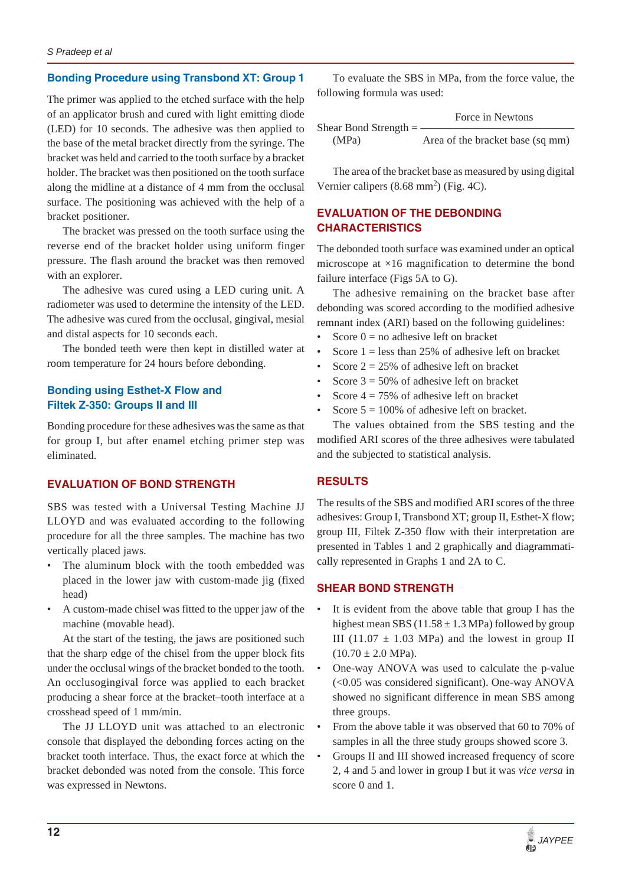### Bonding Procedure using Transbond XT: Group 1

The primer was applied to the etched surface with the help of an applicator brush and cured with light emitting diode (LED) for 10 seconds. The adhesive was then applied to the base of the metal bracket directly from the syringe. The bracket was held and carried to the tooth surface by a bracket holder. The bracket was then positioned on the tooth surface along the midline at a distance of 4 mm from the occlusal surface. The positioning was achieved with the help of a bracket positioner.

The bracket was pressed on the tooth surface using the reverse end of the bracket holder using uniform finger pressure. The flash around the bracket was then removed with an explorer.

The adhesive was cured using a LED curing unit. A radiometer was used to determine the intensity of the LED. The adhesive was cured from the occlusal, gingival, mesial and distal aspects for 10 seconds each.

The bonded teeth were then kept in distilled water at room temperature for 24 hours before debonding.

### Bonding using Esthet-X Flow and Filtek Z-350: Groups II and III

Bonding procedure for these adhesives was the same as that for group I, but after enamel etching primer step was eliminated.

## EVALUATION OF BOND STRENGTH

SBS was tested with a Universal Testing Machine JJ LLOYD and was evaluated according to the following procedure for all the three samples. The machine has two vertically placed jaws.

- The aluminum block with the tooth embedded was placed in the lower jaw with custom-made jig (fixed head)
- A custom-made chisel was fitted to the upper jaw of the machine (movable head).

At the start of the testing, the jaws are positioned such that the sharp edge of the chisel from the upper block fits under the occlusal wings of the bracket bonded to the tooth. An occlusogingival force was applied to each bracket producing a shear force at the bracket–tooth interface at a crosshead speed of 1 mm/min.

The JJ LLOYD unit was attached to an electronic console that displayed the debonding forces acting on the bracket tooth interface. Thus, the exact force at which the bracket debonded was noted from the console. This force was expressed in Newtons.

To evaluate the SBS in MPa, from the force value, the following formula was used:

$$\text{Shear Bond Strength (MPa)} = \frac{\text{Force in Newtons}}{\text{Area of the bracket base (sq mm)}}$$

The area of the bracket base as measured by using digital Vernier calipers (8.68 $mm^2$) (Fig. 4C).

## EVALUATION OF THE DEBONDING CHARACTERISTICS

The debonded tooth surface was examined under an optical microscope at ×16 magnification to determine the bond failure interface (Figs 5A to G).

The adhesive remaining on the bracket base after debonding was scored according to the modified adhesive remnant index (ARI) based on the following guidelines:

- Score 0 = no adhesive left on bracket
- Score 1 = less than 25% of adhesive left on bracket
- Score 2 = 25% of adhesive left on bracket
- Score 3 = 50% of adhesive left on bracket
- Score 4 = 75% of adhesive left on bracket
- Score 5 = 100% of adhesive left on bracket.

The values obtained from the SBS testing and the modified ARI scores of the three adhesives were tabulated and the subjected to statistical analysis.

## RESULTS

The results of the SBS and modified ARI scores of the three adhesives: Group I, Transbond XT; group II, Esthet-X flow; group III, Filtek Z-350 flow with their interpretation are presented in Tables 1 and 2 graphically and diagrammatically represented in Graphs 1 and 2A to C.

## SHEAR BOND STRENGTH

- It is evident from the above table that group I has the highest mean SBS (11.58 ± 1.3 MPa) followed by group III (11.07 ± 1.03 MPa) and the lowest in group II (10.70 ± 2.0 MPa).
- One-way ANOVA was used to calculate the p-value (<0.05 was considered significant). One-way ANOVA showed no significant difference in mean SBS among three groups.
- From the above table it was observed that 60 to 70% of samples in all the three study groups showed score 3.
- Groups II and III showed increased frequency of score 2, 4 and 5 and lower in group I but it was *vice versa* in score 0 and 1.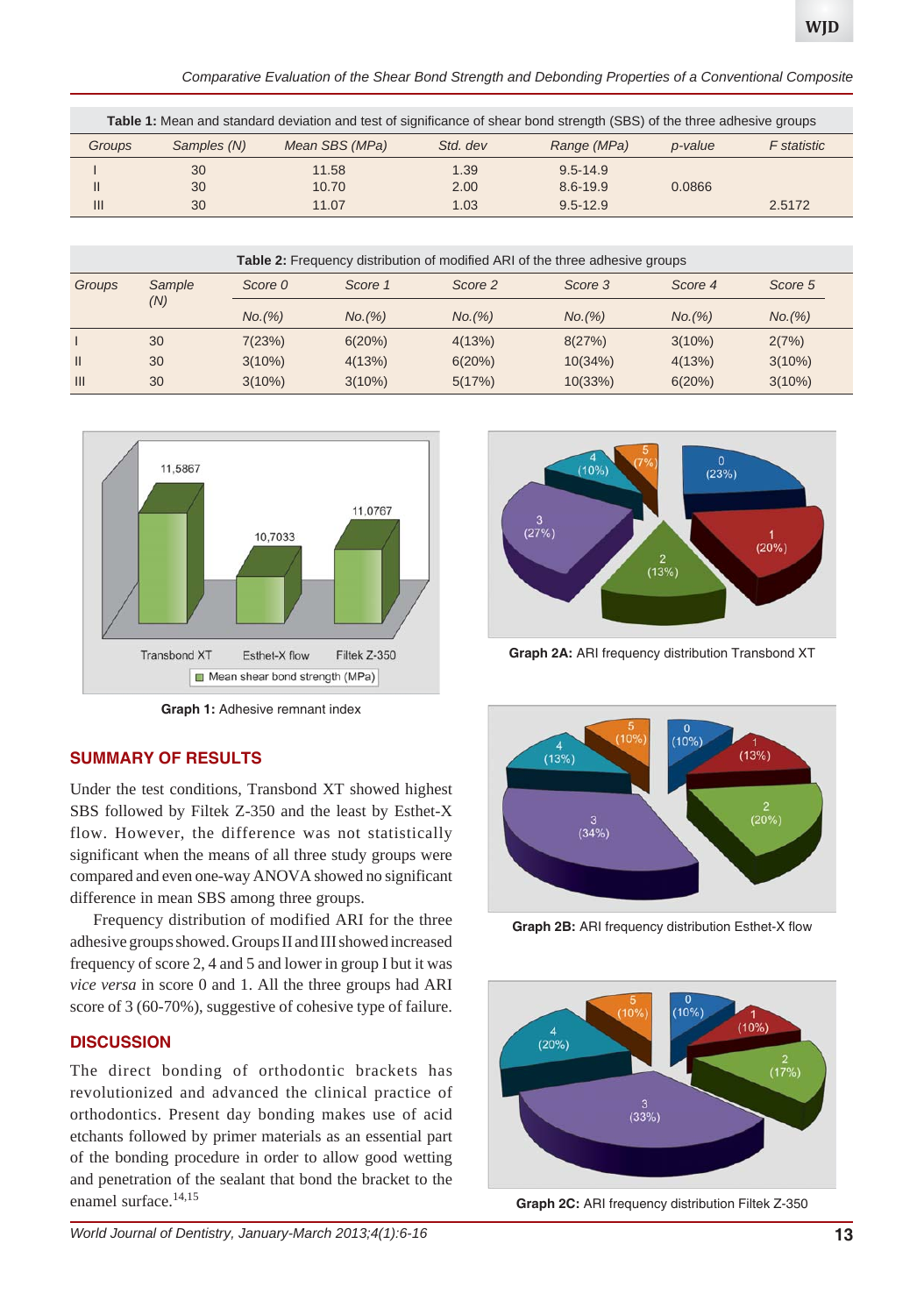**Table 1:** Mean and standard deviation and test of significance of shear bond strength (SBS) of the three adhesive groups

| Groups | Samples (N) | Mean SBS (MPa) | Std. dev | Range (MPa) | p-value | F statistic |
|---|---|---|---|---|---|---|
| I | 30 | 11.58 | 1.39 | 9.5-14.9 | | |
| II | 30 | 10.70 | 2.00 | 8.6-19.9 | 0.0866 | |
| III | 30 | 11.07 | 1.03 | 9.5-12.9 | | 2.5172 |

**Table 2:** Frequency distribution of modified ARI of the three adhesive groups

| Groups | Sample (N) | Score 0 | Score 1 | Score 2 | Score 3 | Score 4 | Score 5 |
|---|---|---|---|---|---|---|---|
| | | No.(%) | No.(%) | No.(%) | No.(%) | No.(%) | No.(%) |
| I | 30 | 7(23%) | 6(20%) | 4(13%) | 8(27%) | 3(10%) | 2(7%) |
| II | 30 | 3(10%) | 4(13%) | 6(20%) | 10(34%) | 4(13%) | 3(10%) |
| III | 30 | 3(10%) | 3(10%) | 5(17%) | 10(33%) | 6(20%) | 3(10%) |

**Graph 1:** Adhesive remnant index

**Graph 2A:** ARI frequency distribution Transbond XT

**Graph 2B:** ARI frequency distribution Esthet-X flow

**Graph 2C:** ARI frequency distribution Filtek Z-350

## SUMMARY OF RESULTS

Under the test conditions, Transbond XT showed highest SBS followed by Filtek Z-350 and the least by Esthet-X flow. However, the difference was not statistically significant when the means of all three study groups were compared and even one-way ANOVA showed no significant difference in mean SBS among three groups.

Frequency distribution of modified ARI for the three adhesive groups showed. Groups II and III showed increased frequency of score 2, 4 and 5 and lower in group I but it was *vice versa* in score 0 and 1. All the three groups had ARI score of 3 (60-70%), suggestive of cohesive type of failure.

## DISCUSSION

The direct bonding of orthodontic brackets has revolutionized and advanced the clinical practice of orthodontics. Present day bonding makes use of acid etchants followed by primer materials as an essential part of the bonding procedure in order to allow good wetting and penetration of the sealant that bond the bracket to the enamel surface.[14,15]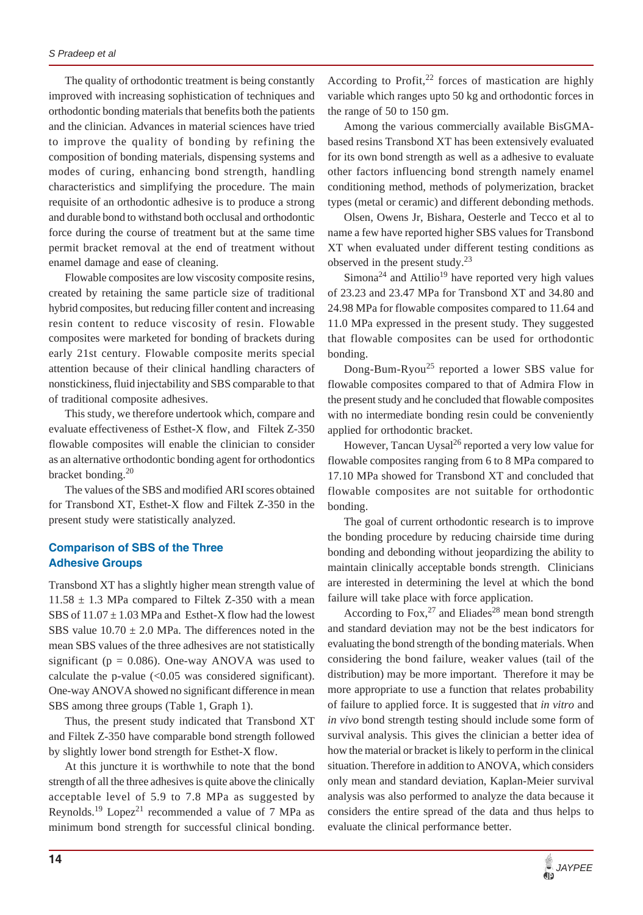The quality of orthodontic treatment is being constantly improved with increasing sophistication of techniques and orthodontic bonding materials that benefits both the patients and the clinician. Advances in material sciences have tried to improve the quality of bonding by refining the composition of bonding materials, dispensing systems and modes of curing, enhancing bond strength, handling characteristics and simplifying the procedure. The main requisite of an orthodontic adhesive is to produce a strong and durable bond to withstand both occlusal and orthodontic force during the course of treatment but at the same time permit bracket removal at the end of treatment without enamel damage and ease of cleaning.

Flowable composites are low viscosity composite resins, created by retaining the same particle size of traditional hybrid composites, but reducing filler content and increasing resin content to reduce viscosity of resin. Flowable composites were marketed for bonding of brackets during early 21st century. Flowable composite merits special attention because of their clinical handling characters of nonstickiness, fluid injectability and SBS comparable to that of traditional composite adhesives.

This study, we therefore undertook which, compare and evaluate effectiveness of Esthet-X flow, and Filtek Z-350 flowable composites will enable the clinician to consider as an alternative orthodontic bonding agent for orthodontics bracket bonding.[20]

The values of the SBS and modified ARI scores obtained for Transbond XT, Esthet-X flow and Filtek Z-350 in the present study were statistically analyzed.

## Comparison of SBS of the Three Adhesive Groups

Transbond XT has a slightly higher mean strength value of 11.58 ± 1.3 MPa compared to Filtek Z-350 with a mean SBS of 11.07 ± 1.03 MPa and Esthet-X flow had the lowest SBS value 10.70 ± 2.0 MPa. The differences noted in the mean SBS values of the three adhesives are not statistically significant ($p = 0.086$). One-way ANOVA was used to calculate the p-value (<0.05 was considered significant). One-way ANOVA showed no significant difference in mean SBS among three groups (Table 1, Graph 1).

Thus, the present study indicated that Transbond XT and Filtek Z-350 have comparable bond strength followed by slightly lower bond strength for Esthet-X flow.

At this juncture it is worthwhile to note that the bond strength of all the three adhesives is quite above the clinically acceptable level of 5.9 to 7.8 MPa as suggested by Reynolds.[19] Lopez[21] recommended a value of 7 MPa as minimum bond strength for successful clinical bonding. According to Profit,[22] forces of mastication are highly variable which ranges upto 50 kg and orthodontic forces in the range of 50 to 150 gm.

Among the various commercially available BisGMA-based resins Transbond XT has been extensively evaluated for its own bond strength as well as a adhesive to evaluate other factors influencing bond strength namely enamel conditioning method, methods of polymerization, bracket types (metal or ceramic) and different debonding methods.

Olsen, Owens Jr, Bishara, Oesterle and Tecco et al to name a few have reported higher SBS values for Transbond XT when evaluated under different testing conditions as observed in the present study.[23]

Simona[24] and Attilio[19] have reported very high values of 23.23 and 23.47 MPa for Transbond XT and 34.80 and 24.98 MPa for flowable composites compared to 11.64 and 11.0 MPa expressed in the present study. They suggested that flowable composites can be used for orthodontic bonding.

Dong-Bum-Ryou[25] reported a lower SBS value for flowable composites compared to that of Admira Flow in the present study and he concluded that flowable composites with no intermediate bonding resin could be conveniently applied for orthodontic bracket.

However, Tancan Uysal[26] reported a very low value for flowable composites ranging from 6 to 8 MPa compared to 17.10 MPa showed for Transbond XT and concluded that flowable composites are not suitable for orthodontic bonding.

The goal of current orthodontic research is to improve the bonding procedure by reducing chairside time during bonding and debonding without jeopardizing the ability to maintain clinically acceptable bonds strength. Clinicians are interested in determining the level at which the bond failure will take place with force application.

According to Fox,[27] and Eliades[28] mean bond strength and standard deviation may not be the best indicators for evaluating the bond strength of the bonding materials. When considering the bond failure, weaker values (tail of the distribution) may be more important. Therefore it may be more appropriate to use a function that relates probability of failure to applied force. It is suggested that *in vitro* and *in vivo* bond strength testing should include some form of survival analysis. This gives the clinician a better idea of how the material or bracket is likely to perform in the clinical situation. Therefore in addition to ANOVA, which considers only mean and standard deviation, Kaplan-Meier survival analysis was also performed to analyze the data because it considers the entire spread of the data and thus helps to evaluate the clinical performance better.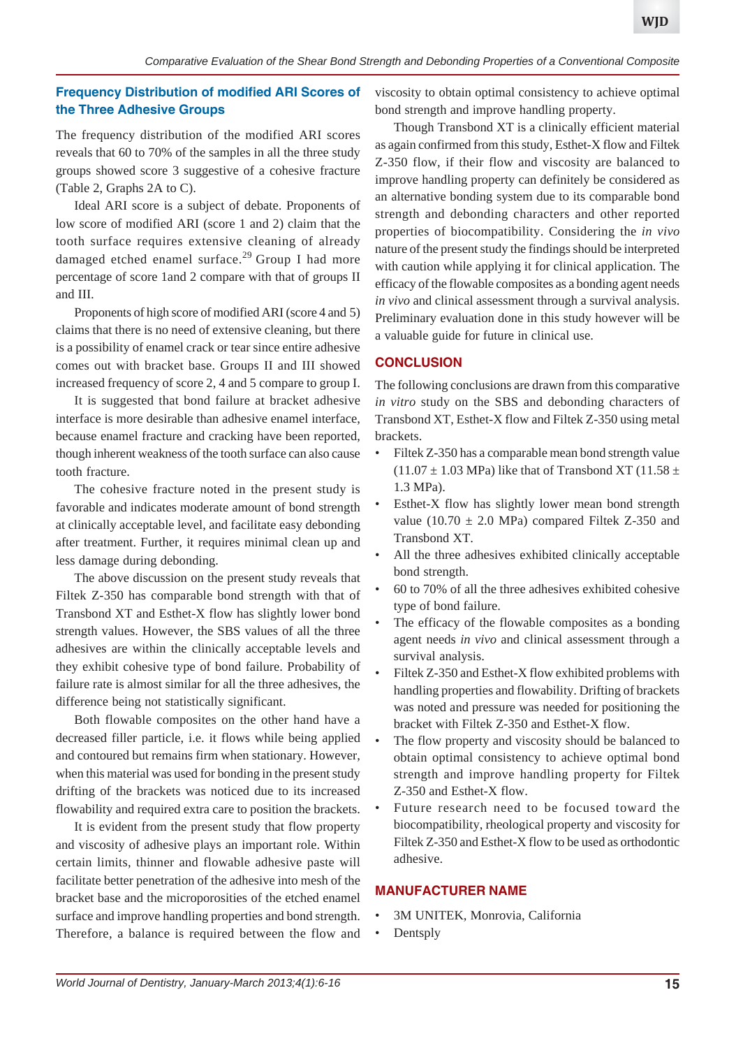### Frequency Distribution of modified ARI Scores of the Three Adhesive Groups

The frequency distribution of the modified ARI scores reveals that 60 to 70% of the samples in all the three study groups showed score 3 suggestive of a cohesive fracture (Table 2, Graphs 2A to C).

Ideal ARI score is a subject of debate. Proponents of low score of modified ARI (score 1 and 2) claim that the tooth surface requires extensive cleaning of already damaged etched enamel surface.[29] Group I had more percentage of score 1and 2 compare with that of groups II and III.

Proponents of high score of modified ARI (score 4 and 5) claims that there is no need of extensive cleaning, but there is a possibility of enamel crack or tear since entire adhesive comes out with bracket base. Groups II and III showed increased frequency of score 2, 4 and 5 compare to group I.

It is suggested that bond failure at bracket adhesive interface is more desirable than adhesive enamel interface, because enamel fracture and cracking have been reported, though inherent weakness of the tooth surface can also cause tooth fracture.

The cohesive fracture noted in the present study is favorable and indicates moderate amount of bond strength at clinically acceptable level, and facilitate easy debonding after treatment. Further, it requires minimal clean up and less damage during debonding.

The above discussion on the present study reveals that Filtek Z-350 has comparable bond strength with that of Transbond XT and Esthet-X flow has slightly lower bond strength values. However, the SBS values of all the three adhesives are within the clinically acceptable levels and they exhibit cohesive type of bond failure. Probability of failure rate is almost similar for all the three adhesives, the difference being not statistically significant.

Both flowable composites on the other hand have a decreased filler particle, i.e. it flows while being applied and contoured but remains firm when stationary. However, when this material was used for bonding in the present study drifting of the brackets was noticed due to its increased flowability and required extra care to position the brackets.

It is evident from the present study that flow property and viscosity of adhesive plays an important role. Within certain limits, thinner and flowable adhesive paste will facilitate better penetration of the adhesive into mesh of the bracket base and the microporosities of the etched enamel surface and improve handling properties and bond strength. Therefore, a balance is required between the flow and viscosity to obtain optimal consistency to achieve optimal bond strength and improve handling property.

Though Transbond XT is a clinically efficient material as again confirmed from this study, Esthet-X flow and Filtek Z-350 flow, if their flow and viscosity are balanced to improve handling property can definitely be considered as an alternative bonding system due to its comparable bond strength and debonding characters and other reported properties of biocompatibility. Considering the *in vivo* nature of the present study the findings should be interpreted with caution while applying it for clinical application. The efficacy of the flowable composites as a bonding agent needs *in vivo* and clinical assessment through a survival analysis. Preliminary evaluation done in this study however will be a valuable guide for future in clinical use.

## CONCLUSION

The following conclusions are drawn from this comparative *in vitro* study on the SBS and debonding characters of Transbond XT, Esthet-X flow and Filtek Z-350 using metal brackets.

- Filtek Z-350 has a comparable mean bond strength value (11.07 ± 1.03 MPa) like that of Transbond XT (11.58 ± 1.3 MPa).
- Esthet-X flow has slightly lower mean bond strength value (10.70 ± 2.0 MPa) compared Filtek Z-350 and Transbond XT.
- All the three adhesives exhibited clinically acceptable bond strength.
- 60 to 70% of all the three adhesives exhibited cohesive type of bond failure.
- The efficacy of the flowable composites as a bonding agent needs *in vivo* and clinical assessment through a survival analysis.
- Filtek Z-350 and Esthet-X flow exhibited problems with handling properties and flowability. Drifting of brackets was noted and pressure was needed for positioning the bracket with Filtek Z-350 and Esthet-X flow.
- The flow property and viscosity should be balanced to obtain optimal consistency to achieve optimal bond strength and improve handling property for Filtek Z-350 and Esthet-X flow.
- Future research need to be focused toward the biocompatibility, rheological property and viscosity for Filtek Z-350 and Esthet-X flow to be used as orthodontic adhesive.

## MANUFACTURER NAME

- 3M UNITEK, Monrovia, California
- Dentsply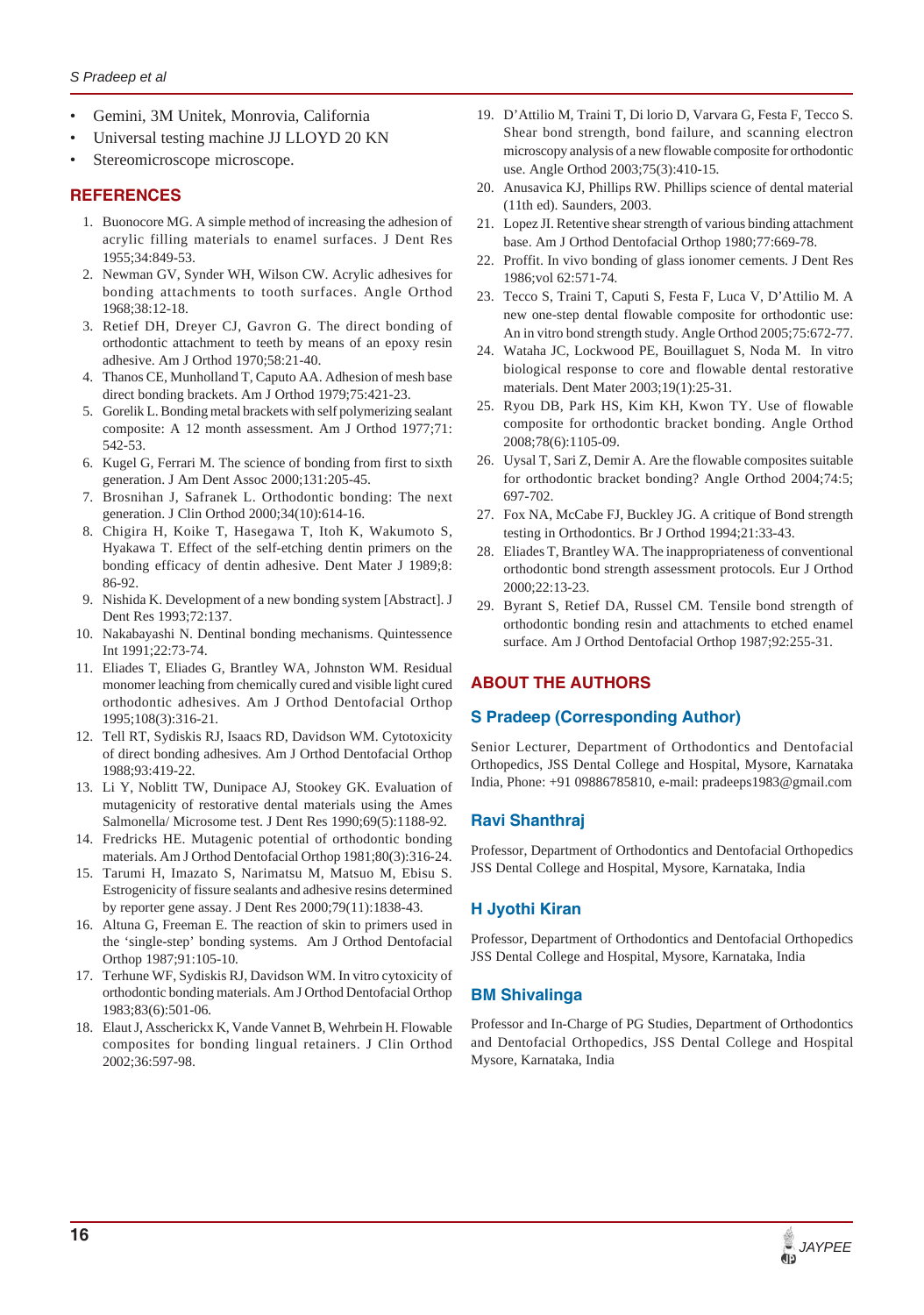- Gemini, 3M Unitek, Monrovia, California
- Universal testing machine JJ LLOYD 20 KN
- Stereomicroscope microscope.

## REFERENCES

1. Buonocore MG. A simple method of increasing the adhesion of acrylic filling materials to enamel surfaces. J Dent Res 1955;34:849-53.
2. Newman GV, Synder WH, Wilson CW. Acrylic adhesives for bonding attachments to tooth surfaces. Angle Orthod 1968;38:12-18.
3. Retief DH, Dreyer CJ, Gavron G. The direct bonding of orthodontic attachment to teeth by means of an epoxy resin adhesive. Am J Orthod 1970;58:21-40.
4. Thanos CE, Munholland T, Caputo AA. Adhesion of mesh base direct bonding brackets. Am J Orthod 1979;75:421-23.
5. Gorelik L. Bonding metal brackets with self polymerizing sealant composite: A 12 month assessment. Am J Orthod 1977;71: 542-53.
6. Kugel G, Ferrari M. The science of bonding from first to sixth generation. J Am Dent Assoc 2000;131:205-45.
7. Brosnihan J, Safranek L. Orthodontic bonding: The next generation. J Clin Orthod 2000;34(10):614-16.
8. Chigira H, Koike T, Hasegawa T, Itoh K, Wakumoto S, Hyakawa T. Effect of the self-etching dentin primers on the bonding efficacy of dentin adhesive. Dent Mater J 1989;8: 86-92.
9. Nishida K. Development of a new bonding system [Abstract]. J Dent Res 1993;72:137.
10. Nakabayashi N. Dentinal bonding mechanisms. Quintessence Int 1991;22:73-74.
11. Eliades T, Eliades G, Brantley WA, Johnston WM. Residual monomer leaching from chemically cured and visible light cured orthodontic adhesives. Am J Orthod Dentofacial Orthop 1995;108(3):316-21.
12. Tell RT, Sydiskis RJ, Isaacs RD, Davidson WM. Cytotoxicity of direct bonding adhesives. Am J Orthod Dentofacial Orthop 1988;93:419-22.
13. Li Y, Noblitt TW, Dunipace AJ, Stookey GK. Evaluation of mutagenicity of restorative dental materials using the Ames Salmonella/ Microsome test. J Dent Res 1990;69(5):1188-92.
14. Fredricks HE. Mutagenic potential of orthodontic bonding materials. Am J Orthod Dentofacial Orthop 1981;80(3):316-24.
15. Tarumi H, Imazato S, Narimatsu M, Matsuo M, Ebisu S. Estrogenicity of fissure sealants and adhesive resins determined by reporter gene assay. J Dent Res 2000;79(11):1838-43.
16. Altuna G, Freeman E. The reaction of skin to primers used in the 'single-step' bonding systems. Am J Orthod Dentofacial Orthop 1987;91:105-10.
17. Terhune WF, Sydiskis RJ, Davidson WM. In vitro cytoxicity of orthodontic bonding materials. Am J Orthod Dentofacial Orthop 1983;83(6):501-06.
18. Elaut J, Asscherickx K, Vande Vannet B, Wehrbein H. Flowable composites for bonding lingual retainers. J Clin Orthod 2002;36:597-98.
19. D'Attilio M, Traini T, Di lorio D, Varvara G, Festa F, Tecco S. Shear bond strength, bond failure, and scanning electron microscopy analysis of a new flowable composite for orthodontic use. Angle Orthod 2003;75(3):410-15.
20. Anusavica KJ, Phillips RW. Phillips science of dental material (11th ed). Saunders, 2003.
21. Lopez JI. Retentive shear strength of various binding attachment base. Am J Orthod Dentofacial Orthop 1980;77:669-78.
22. Proffit. In vivo bonding of glass ionomer cements. J Dent Res 1986;vol 62:571-74.
23. Tecco S, Traini T, Caputi S, Festa F, Luca V, D'Attilio M. A new one-step dental flowable composite for orthodontic use: An in vitro bond strength study. Angle Orthod 2005;75:672-77.
24. Wataha JC, Lockwood PE, Bouillaguet S, Noda M. In vitro biological response to core and flowable dental restorative materials. Dent Mater 2003;19(1):25-31.
25. Ryou DB, Park HS, Kim KH, Kwon TY. Use of flowable composite for orthodontic bracket bonding. Angle Orthod 2008;78(6):1105-09.
26. Uysal T, Sari Z, Demir A. Are the flowable composites suitable for orthodontic bracket bonding? Angle Orthod 2004;74:5; 697-702.
27. Fox NA, McCabe FJ, Buckley JG. A critique of Bond strength testing in Orthodontics. Br J Orthod 1994;21:33-43.
28. Eliades T, Brantley WA. The inappropriateness of conventional orthodontic bond strength assessment protocols. Eur J Orthod 2000;22:13-23.
29. Byrant S, Retief DA, Russel CM. Tensile bond strength of orthodontic bonding resin and attachments to etched enamel surface. Am J Orthod Dentofacial Orthop 1987;92:255-31.

## ABOUT THE AUTHORS

### S Pradeep (Corresponding Author)

Senior Lecturer, Department of Orthodontics and Dentofacial Orthopedics, JSS Dental College and Hospital, Mysore, Karnataka India, Phone: +91 09886785810, e-mail: pradeeps1983@gmail.com

### Ravi Shanthraj

Professor, Department of Orthodontics and Dentofacial Orthopedics JSS Dental College and Hospital, Mysore, Karnataka, India

### H Jyothi Kiran

Professor, Department of Orthodontics and Dentofacial Orthopedics JSS Dental College and Hospital, Mysore, Karnataka, India

### BM Shivalinga

Professor and In-Charge of PG Studies, Department of Orthodontics and Dentofacial Orthopedics, JSS Dental College and Hospital Mysore, Karnataka, India